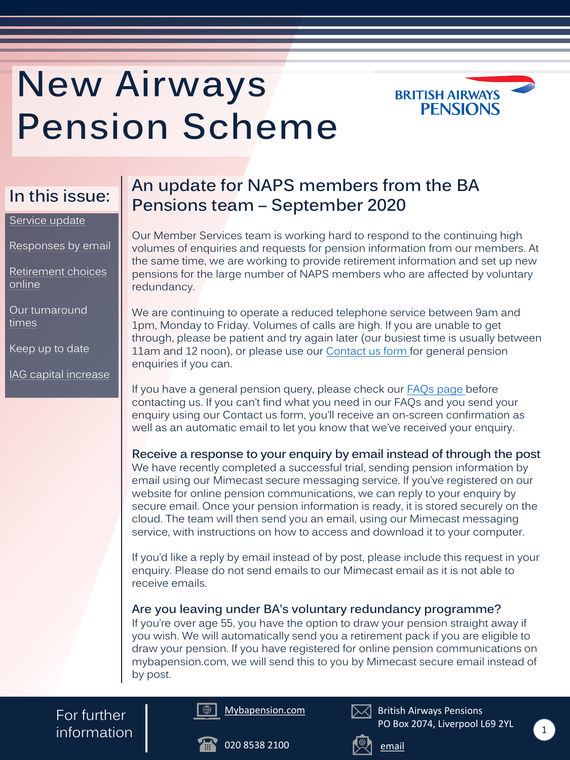# New Airways Pension Scheme

BRITISH AIRWAYS PENSIONS

**In this issue:**

- Service update
- Responses by email
- Retirement choices online
- Our turnaround times
- Keep up to date
- IAG capital increase

## An update for NAPS members from the BA Pensions team – September 2020

Our Member Services team is working hard to respond to the continuing high volumes of enquiries and requests for pension information from our members. At the same time, we are working to provide retirement information and set up new pensions for the large number of NAPS members who are affected by voluntary redundancy.

We are continuing to operate a reduced telephone service between 9am and 1pm, Monday to Friday. Volumes of calls are high. If you are unable to get through, please be patient and try again later (our busiest time is usually between 11am and 12 noon), or please use our Contact us form for general pension enquiries if you can.

If you have a general pension query, please check our FAQs page before contacting us. If you can't find what you need in our FAQs and you send your enquiry using our Contact us form, you'll receive an on-screen confirmation as well as an automatic email to let you know that we've received your enquiry.

### Receive a response to your enquiry by email instead of through the post

We have recently completed a successful trial, sending pension information by email using our Mimecast secure messaging service. If you've registered on our website for online pension communications, we can reply to your enquiry by secure email. Once your pension information is ready, it is stored securely on the cloud. The team will then send you an email, using our Mimecast messaging service, with instructions on how to access and download it to your computer.

If you'd like a reply by email instead of by post, please include this request in your enquiry. Please do not send emails to our Mimecast email as it is not able to receive emails.

### Are you leaving under BA's voluntary redundancy programme?

If you're over age 55, you have the option to draw your pension straight away if you wish. We will automatically send you a retirement pack if you are eligible to draw your pension. If you have registered for online pension communications on mybapension.com, we will send this to you by Mimecast secure email instead of by post.

**For further information**

- Mybapension.com
- 020 8538 2100
- British Airways Pensions, PO Box 2074, Liverpool L69 2YL
- email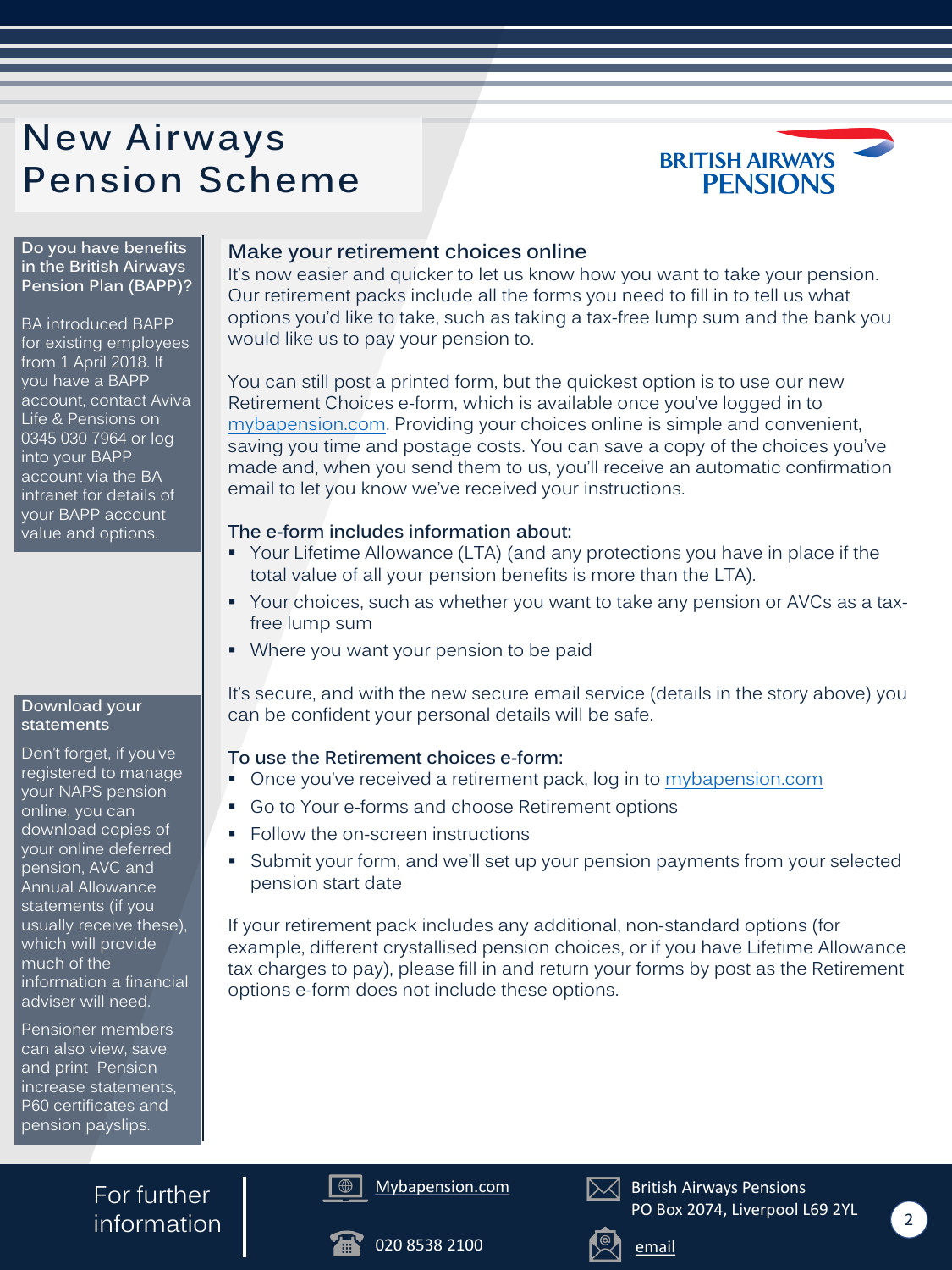# New Airways Pension Scheme

BRITISH AIRWAYS PENSIONS

## Make your retirement choices online

It's now easier and quicker to let us know how you want to take your pension. Our retirement packs include all the forms you need to fill in to tell us what options you'd like to take, such as taking a tax-free lump sum and the bank you would like us to pay your pension to.

You can still post a printed form, but the quickest option is to use our new Retirement Choices e-form, which is available once you've logged in to mybapension.com. Providing your choices online is simple and convenient, saving you time and postage costs. You can save a copy of the choices you've made and, when you send them to us, you'll receive an automatic confirmation email to let you know we've received your instructions.

### The e-form includes information about:

- Your Lifetime Allowance (LTA) (and any protections you have in place if the total value of all your pension benefits is more than the LTA).
- Your choices, such as whether you want to take any pension or AVCs as a tax-free lump sum
- Where you want your pension to be paid

It's secure, and with the new secure email service (details in the story above) you can be confident your personal details will be safe.

### To use the Retirement choices e-form:

- Once you've received a retirement pack, log in to mybapension.com
- Go to Your e-forms and choose Retirement options
- Follow the on-screen instructions
- Submit your form, and we'll set up your pension payments from your selected pension start date

If your retirement pack includes any additional, non-standard options (for example, different crystallised pension choices, or if you have Lifetime Allowance tax charges to pay), please fill in and return your forms by post as the Retirement options e-form does not include these options.

### Do you have benefits in the British Airways Pension Plan (BAPP)?

BA introduced BAPP for existing employees from 1 April 2018. If you have a BAPP account, contact Aviva Life & Pensions on 0345 030 7964 or log into your BAPP account via the BA intranet for details of your BAPP account value and options.

### Download your statements

Don't forget, if you've registered to manage your NAPS pension online, you can download copies of your online deferred pension, AVC and Annual Allowance statements (if you usually receive these), which will provide much of the information a financial adviser will need.

Pensioner members can also view, save and print Pension increase statements, P60 certificates and pension payslips.

### For further information

Mybapension.com

020 8538 2100

British Airways Pensions
PO Box 2074, Liverpool L69 2YL

email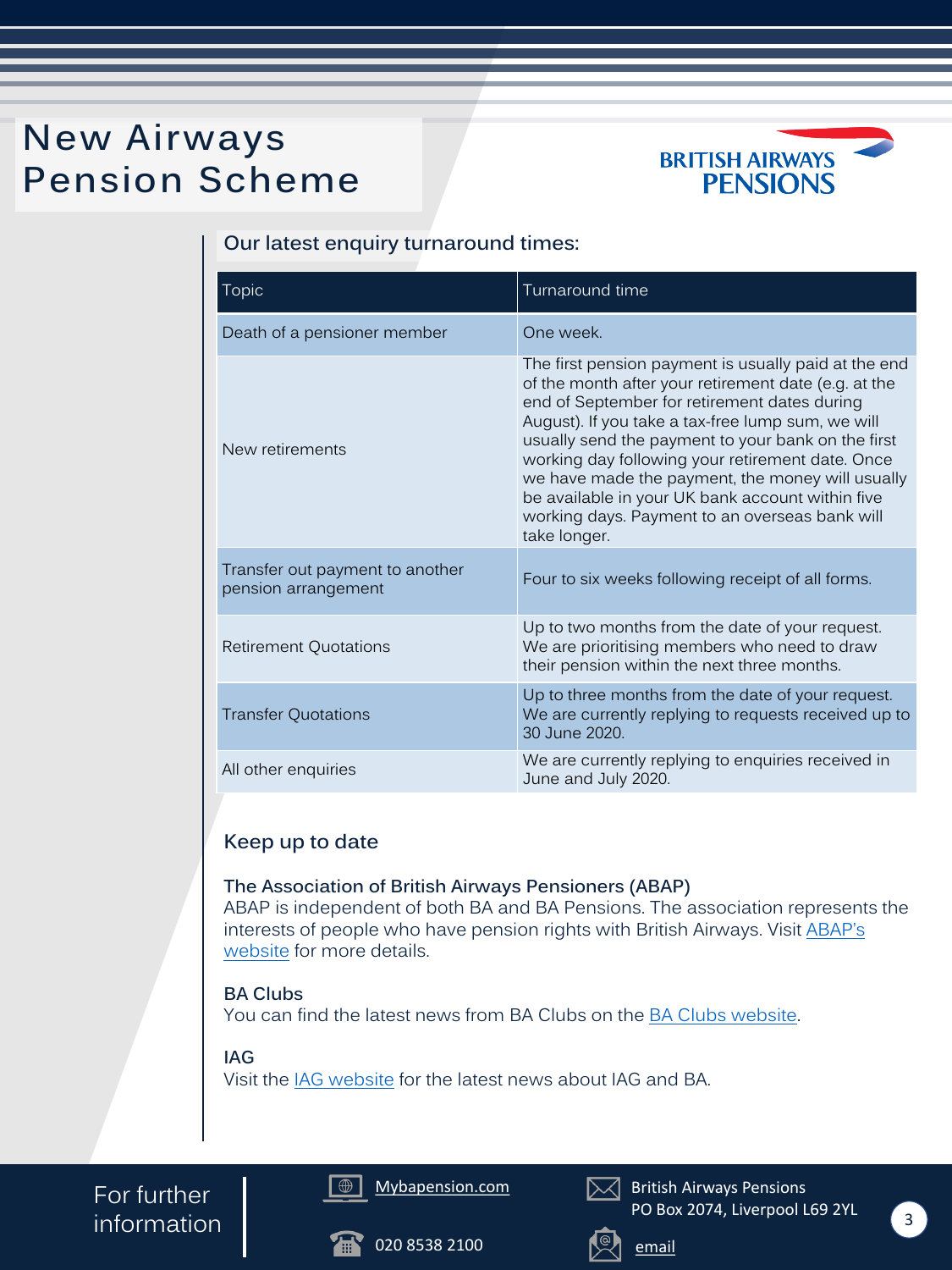# New Airways Pension Scheme

BRITISH AIRWAYS PENSIONS

### Our latest enquiry turnaround times:

| Topic | Turnaround time |
| --- | --- |
| Death of a pensioner member | One week. |
| New retirements | The first pension payment is usually paid at the end of the month after your retirement date (e.g. at the end of September for retirement dates during August). If you take a tax-free lump sum, we will usually send the payment to your bank on the first working day following your retirement date. Once we have made the payment, the money will usually be available in your UK bank account within five working days. Payment to an overseas bank will take longer. |
| Transfer out payment to another pension arrangement | Four to six weeks following receipt of all forms. |
| Retirement Quotations | Up to two months from the date of your request. We are prioritising members who need to draw their pension within the next three months. |
| Transfer Quotations | Up to three months from the date of your request. We are currently replying to requests received up to 30 June 2020. |
| All other enquiries | We are currently replying to enquiries received in June and July 2020. |

## Keep up to date

### The Association of British Airways Pensioners (ABAP)

ABAP is independent of both BA and BA Pensions. The association represents the interests of people who have pension rights with British Airways. Visit ABAP's website for more details.

### BA Clubs

You can find the latest news from BA Clubs on the BA Clubs website.

### IAG

Visit the IAG website for the latest news about IAG and BA.

For further information

Mybapension.com

020 8538 2100

British Airways Pensions
PO Box 2074, Liverpool L69 2YL

email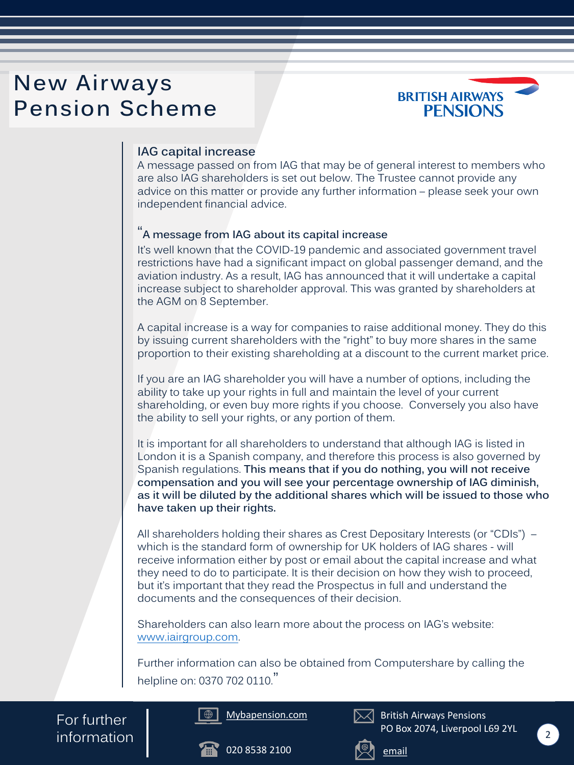# New Airways Pension Scheme

BRITISH AIRWAYS PENSIONS

## IAG capital increase

A message passed on from IAG that may be of general interest to members who are also IAG shareholders is set out below. The Trustee cannot provide any advice on this matter or provide any further information – please seek your own independent financial advice.

### "A message from IAG about its capital increase

It's well known that the COVID-19 pandemic and associated government travel restrictions have had a significant impact on global passenger demand, and the aviation industry. As a result, IAG has announced that it will undertake a capital increase subject to shareholder approval. This was granted by shareholders at the AGM on 8 September.

A capital increase is a way for companies to raise additional money. They do this by issuing current shareholders with the "right" to buy more shares in the same proportion to their existing shareholding at a discount to the current market price.

If you are an IAG shareholder you will have a number of options, including the ability to take up your rights in full and maintain the level of your current shareholding, or even buy more rights if you choose. Conversely you also have the ability to sell your rights, or any portion of them.

It is important for all shareholders to understand that although IAG is listed in London it is a Spanish company, and therefore this process is also governed by Spanish regulations. **This means that if you do nothing, you will not receive compensation and you will see your percentage ownership of IAG diminish, as it will be diluted by the additional shares which will be issued to those who have taken up their rights.**

All shareholders holding their shares as Crest Depositary Interests (or "CDIs") – which is the standard form of ownership for UK holders of IAG shares - will receive information either by post or email about the capital increase and what they need to do to participate. It is their decision on how they wish to proceed, but it's important that they read the Prospectus in full and understand the documents and the consequences of their decision.

Shareholders can also learn more about the process on IAG's website: www.iairgroup.com.

Further information can also be obtained from Computershare by calling the helpline on: 0370 702 0110."

For further information

Mybapension.com

020 8538 2100

British Airways Pensions
PO Box 2074, Liverpool L69 2YL

email